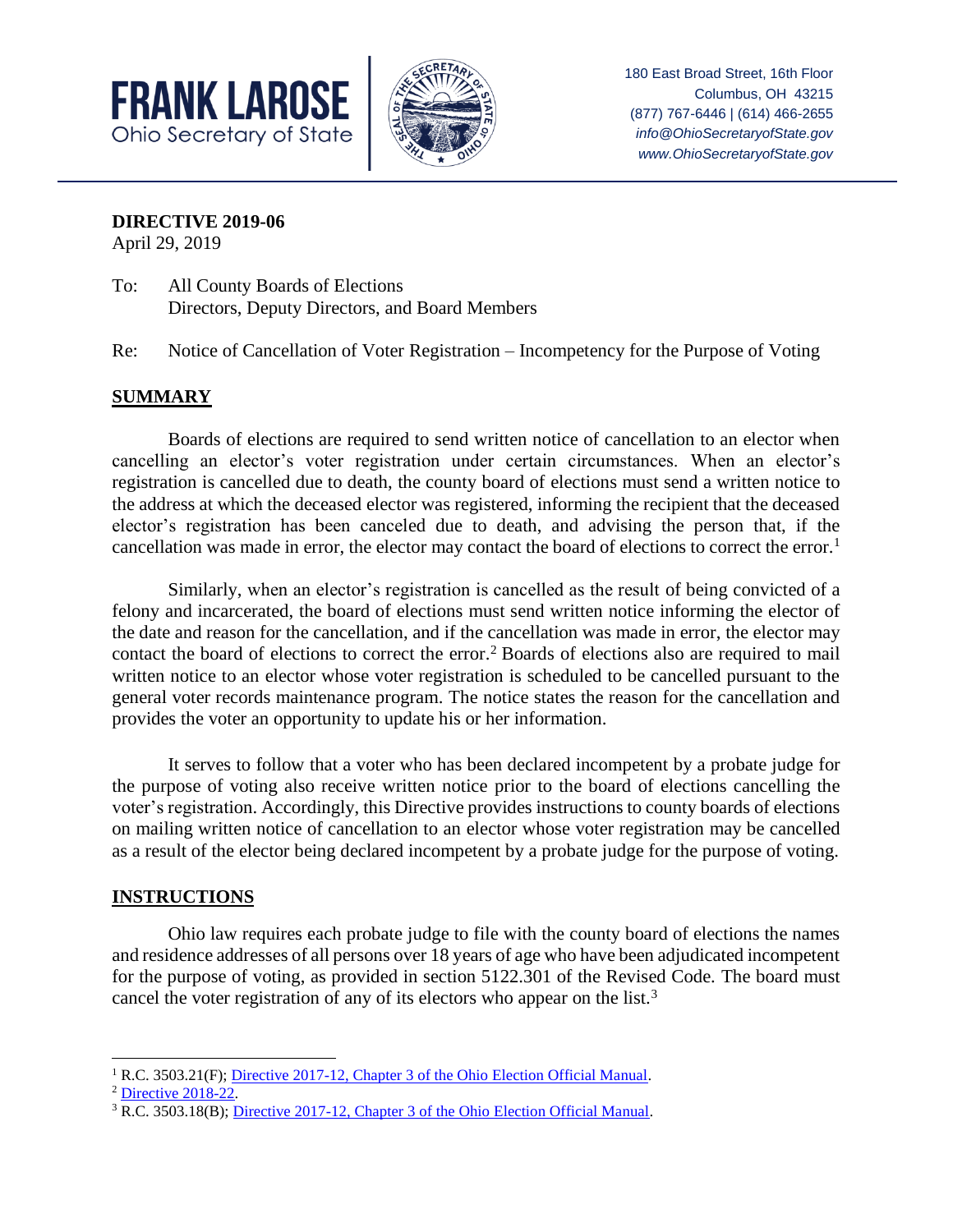**FRANK LAROSE**
Ohio Secretary of State

180 East Broad Street, 16th Floor
Columbus, OH 43215
(877) 767-6446 | (614) 466-2655
*info@OhioSecretaryofState.gov*
*www.OhioSecretaryofState.gov*

---

**DIRECTIVE 2019-06**
April 29, 2019

To: All County Boards of Elections
Directors, Deputy Directors, and Board Members

Re: Notice of Cancellation of Voter Registration – Incompetency for the Purpose of Voting

## SUMMARY

Boards of elections are required to send written notice of cancellation to an elector when cancelling an elector's voter registration under certain circumstances. When an elector's registration is cancelled due to death, the county board of elections must send a written notice to the address at which the deceased elector was registered, informing the recipient that the deceased elector's registration has been canceled due to death, and advising the person that, if the cancellation was made in error, the elector may contact the board of elections to correct the error.[1]

Similarly, when an elector's registration is cancelled as the result of being convicted of a felony and incarcerated, the board of elections must send written notice informing the elector of the date and reason for the cancellation, and if the cancellation was made in error, the elector may contact the board of elections to correct the error.[2] Boards of elections also are required to mail written notice to an elector whose voter registration is scheduled to be cancelled pursuant to the general voter records maintenance program. The notice states the reason for the cancellation and provides the voter an opportunity to update his or her information.

It serves to follow that a voter who has been declared incompetent by a probate judge for the purpose of voting also receive written notice prior to the board of elections cancelling the voter's registration. Accordingly, this Directive provides instructions to county boards of elections on mailing written notice of cancellation to an elector whose voter registration may be cancelled as a result of the elector being declared incompetent by a probate judge for the purpose of voting.

## INSTRUCTIONS

Ohio law requires each probate judge to file with the county board of elections the names and residence addresses of all persons over 18 years of age who have been adjudicated incompetent for the purpose of voting, as provided in section 5122.301 of the Revised Code. The board must cancel the voter registration of any of its electors who appear on the list.[3]

---

[1] R.C. 3503.21(F); Directive 2017-12, Chapter 3 of the Ohio Election Official Manual.

[2] Directive 2018-22.

[3] R.C. 3503.18(B); Directive 2017-12, Chapter 3 of the Ohio Election Official Manual.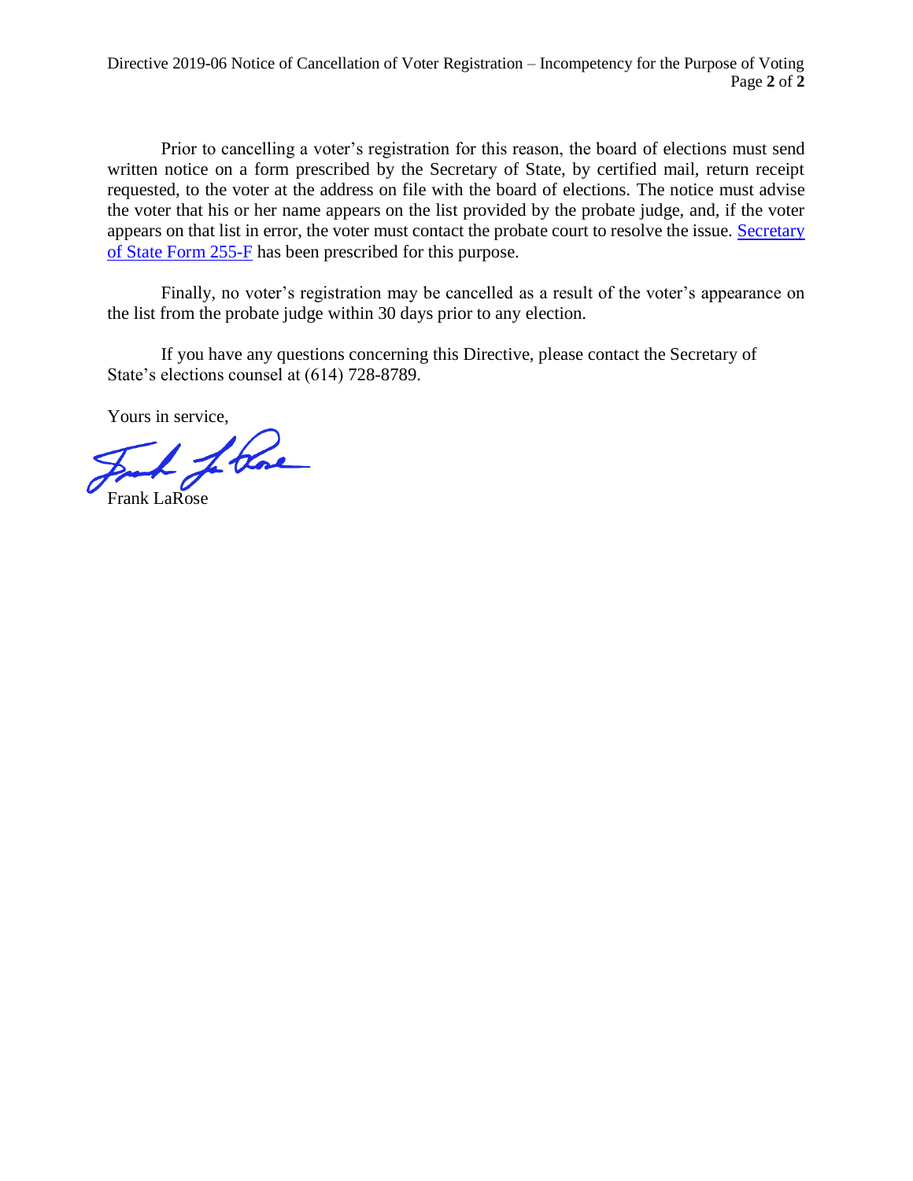Prior to cancelling a voter's registration for this reason, the board of elections must send written notice on a form prescribed by the Secretary of State, by certified mail, return receipt requested, to the voter at the address on file with the board of elections. The notice must advise the voter that his or her name appears on the list provided by the probate judge, and, if the voter appears on that list in error, the voter must contact the probate court to resolve the issue. Secretary of State Form 255-F has been prescribed for this purpose.

Finally, no voter's registration may be cancelled as a result of the voter's appearance on the list from the probate judge within 30 days prior to any election.

If you have any questions concerning this Directive, please contact the Secretary of State's elections counsel at (614) 728-8789.

Yours in service,

Frank LaRose